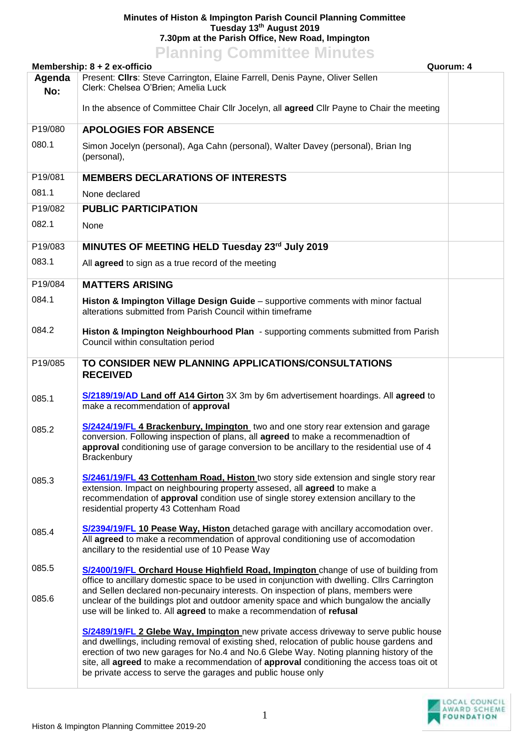**Minutes of Histon & Impington Parish Council Planning Committee**
**Tuesday 13th August 2019**
**7.30pm at the Parish Office, New Road, Impington**

# Planning Committee Minutes

**Membership: 8 + 2 ex-officio** **Quorum: 4**

| Agenda No: | | |
|---|---|---|
| | Present: **Cllrs**: Steve Carrington, Elaine Farrell, Denis Payne, Oliver Sellen<br>Clerk: Chelsea O'Brien; Amelia Luck<br><br>In the absence of Committee Chair Cllr Jocelyn, all **agreed** Cllr Payne to Chair the meeting | |
| P19/080 | **APOLOGIES FOR ABSENCE** | |
| 080.1 | Simon Jocelyn (personal), Aga Cahn (personal), Walter Davey (personal), Brian Ing (personal), | |
| P19/081 | **MEMBERS DECLARATIONS OF INTERESTS** | |
| 081.1 | None declared | |
| P19/082 | **PUBLIC PARTICIPATION** | |
| 082.1 | None | |
| P19/083 | **MINUTES OF MEETING HELD Tuesday 23rd July 2019** | |
| 083.1 | All **agreed** to sign as a true record of the meeting | |
| P19/084 | **MATTERS ARISING** | |
| 084.1 | **Histon & Impington Village Design Guide** – supportive comments with minor factual alterations submitted from Parish Council within timeframe | |
| 084.2 | **Histon & Impington Neighbourhood Plan** - supporting comments submitted from Parish Council within consultation period | |
| P19/085 | **TO CONSIDER NEW PLANNING APPLICATIONS/CONSULTATIONS RECEIVED** | |
| 085.1 | **S/2189/19/AD Land off A14 Girton** 3X 3m by 6m advertisement hoardings. All **agreed** to make a recommendation of **approval** | |
| 085.2 | **S/2424/19/FL 4 Brackenbury, Impington** two and one story rear extension and garage conversion. Following inspection of plans, all **agreed** to make a recommenadtion of **approval** conditioning use of garage conversion to be ancillary to the residential use of 4 Brackenbury | |
| 085.3 | **S/2461/19/FL 43 Cottenham Road, Histon** two story side extension and single story rear extension. Impact on neighbouring property assesed, all **agreed** to make a recommendation of **approval** condition use of single storey extension ancillary to the residential property 43 Cottenham Road | |
| 085.4 | **S/2394/19/FL 10 Pease Way, Histon** detached garage with ancillary accomodation over. All **agreed** to make a recommendation of approval conditioning use of accomodation ancillary to the residential use of 10 Pease Way | |
| 085.5 | **S/2400/19/FL Orchard House Highfield Road, Impington** change of use of building from office to ancillary domestic space to be used in conjunction with dwelling. Cllrs Carrington and Sellen declared non-pecunairy interests. On inspection of plans, members were unclear of the buildings plot and outdoor amenity space and which bungalow the ancially use will be linked to. All **agreed** to make a recommendation of **refusal** | |
| 085.6 | **S/2489/19/FL 2 Glebe Way, Impington** new private access driveway to serve public house and dwellings, including removal of existing shed, relocation of public house gardens and erection of two new garages for No.4 and No.6 Glebe Way. Noting planning history of the site, all **agreed** to make a recommendation of **approval** conditioning the access toas oit ot be private access to serve the garages and public house only | |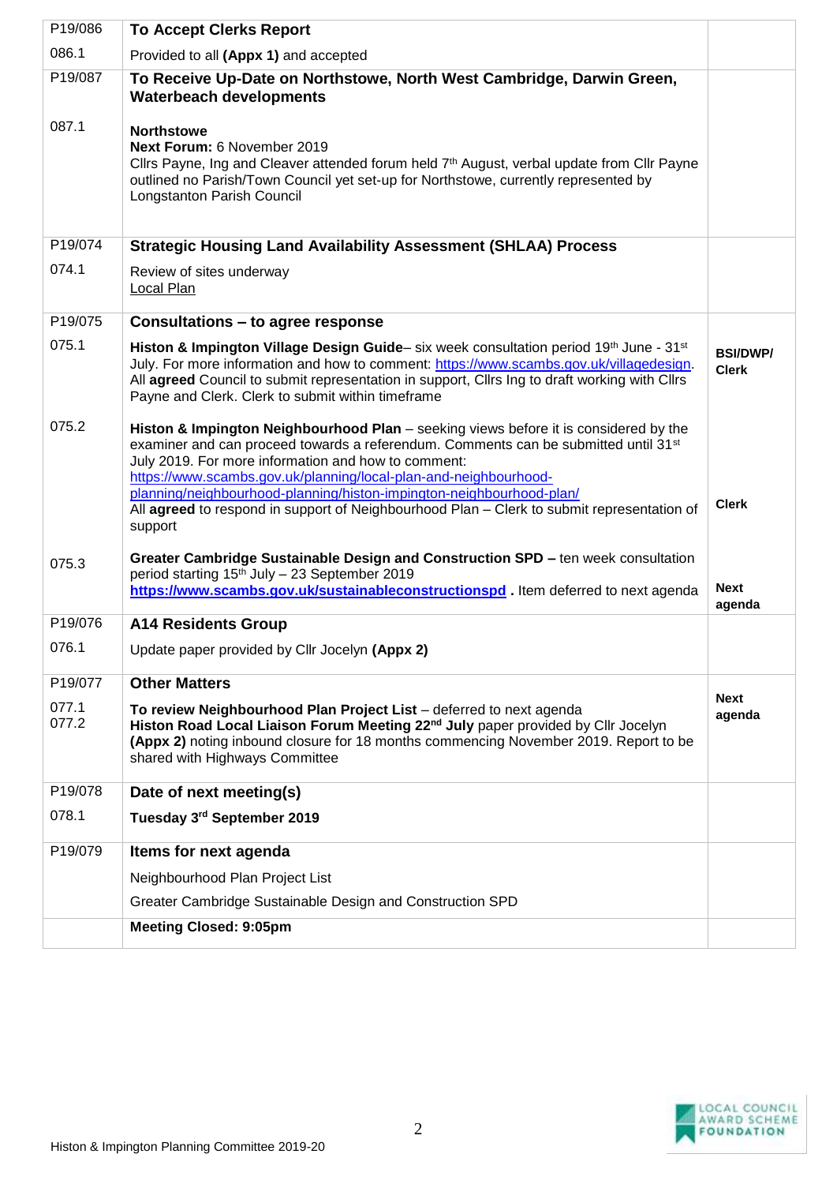| | | |
|---|---|---|
| P19/086 | **To Accept Clerks Report** | |
| 086.1 | Provided to all **(Appx 1)** and accepted | |
| P19/087 | **To Receive Up-Date on Northstowe, North West Cambridge, Darwin Green, Waterbeach developments** | |
| 087.1 | **Northstowe**<br>**Next Forum:** 6 November 2019<br>Cllrs Payne, Ing and Cleaver attended forum held 7th August, verbal update from Cllr Payne outlined no Parish/Town Council yet set-up for Northstowe, currently represented by Longstanton Parish Council | |
| P19/074 | **Strategic Housing Land Availability Assessment (SHLAA) Process** | |
| 074.1 | Review of sites underway<br>Local Plan | |
| P19/075 | **Consultations – to agree response** | |
| 075.1 | **Histon & Impington Village Design Guide**– six week consultation period 19th June - 31st July. For more information and how to comment: https://www.scambs.gov.uk/villagedesign. All **agreed** Council to submit representation in support, Cllrs Ing to draft working with Cllrs Payne and Clerk. Clerk to submit within timeframe | **BSI/DWP/ Clerk** |
| 075.2 | **Histon & Impington Neighbourhood Plan** – seeking views before it is considered by the examiner and can proceed towards a referendum. Comments can be submitted until 31st July 2019. For more information and how to comment: https://www.scambs.gov.uk/planning/local-plan-and-neighbourhood-planning/neighbourhood-planning/histon-impington-neighbourhood-plan/<br>All **agreed** to respond in support of Neighbourhood Plan – Clerk to submit representation of support | **Clerk** |
| 075.3 | **Greater Cambridge Sustainable Design and Construction SPD –** ten week consultation period starting 15th July – 23 September 2019<br>**https://www.scambs.gov.uk/sustainableconstructionspd .** Item deferred to next agenda | **Next agenda** |
| P19/076 | **A14 Residents Group** | |
| 076.1 | Update paper provided by Cllr Jocelyn **(Appx 2)** | |
| P19/077 | **Other Matters** | |
| 077.1<br>077.2 | **To review Neighbourhood Plan Project List** – deferred to next agenda<br>**Histon Road Local Liaison Forum Meeting 22nd July** paper provided by Cllr Jocelyn **(Appx 2)** noting inbound closure for 18 months commencing November 2019. Report to be shared with Highways Committee | **Next agenda** |
| P19/078 | **Date of next meeting(s)** | |
| 078.1 | **Tuesday 3rd September 2019** | |
| P19/079 | **Items for next agenda** | |
| | Neighbourhood Plan Project List | |
| | Greater Cambridge Sustainable Design and Construction SPD | |
| | **Meeting Closed: 9:05pm** | |